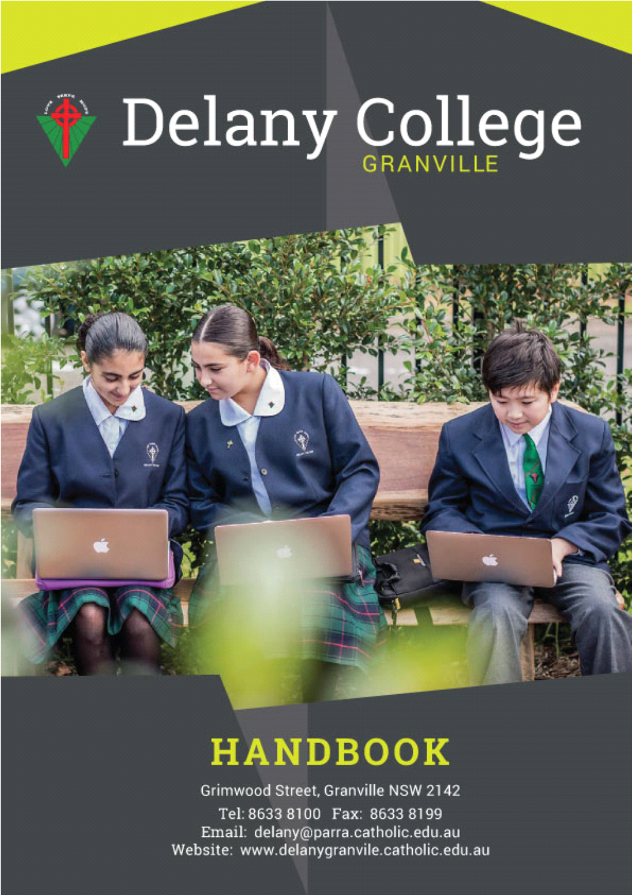# Delany College

GRANVILLE

# HANDBOOK

Grimwood Street, Granville NSW 2142

Tel: 8633 8100 Fax: 8633 8199

Email: delany@parra.catholic.edu.au

Website: www.delanygranvile.catholic.edu.au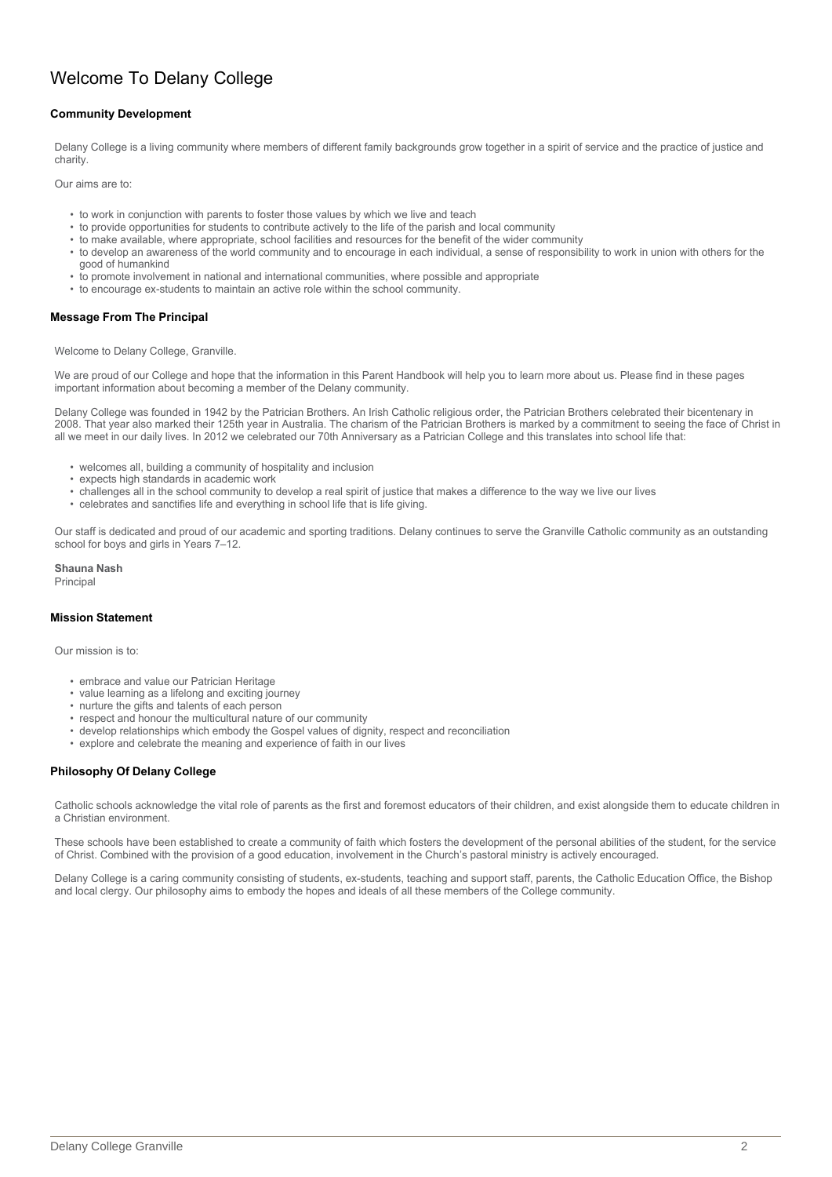# Welcome To Delany College

## Community Development

Delany College is a living community where members of different family backgrounds grow together in a spirit of service and the practice of justice and charity.

Our aims are to:

- to work in conjunction with parents to foster those values by which we live and teach
- to provide opportunities for students to contribute actively to the life of the parish and local community
- to make available, where appropriate, school facilities and resources for the benefit of the wider community
- to develop an awareness of the world community and to encourage in each individual, a sense of responsibility to work in union with others for the good of humankind
- to promote involvement in national and international communities, where possible and appropriate
- to encourage ex-students to maintain an active role within the school community.

## Message From The Principal

Welcome to Delany College, Granville.

We are proud of our College and hope that the information in this Parent Handbook will help you to learn more about us. Please find in these pages important information about becoming a member of the Delany community.

Delany College was founded in 1942 by the Patrician Brothers. An Irish Catholic religious order, the Patrician Brothers celebrated their bicentenary in 2008. That year also marked their 125th year in Australia. The charism of the Patrician Brothers is marked by a commitment to seeing the face of Christ in all we meet in our daily lives. In 2012 we celebrated our 70th Anniversary as a Patrician College and this translates into school life that:

- welcomes all, building a community of hospitality and inclusion
- expects high standards in academic work
- challenges all in the school community to develop a real spirit of justice that makes a difference to the way we live our lives
- celebrates and sanctifies life and everything in school life that is life giving.

Our staff is dedicated and proud of our academic and sporting traditions. Delany continues to serve the Granville Catholic community as an outstanding school for boys and girls in Years 7–12.

**Shauna Nash**
Principal

## Mission Statement

Our mission is to:

- embrace and value our Patrician Heritage
- value learning as a lifelong and exciting journey
- nurture the gifts and talents of each person
- respect and honour the multicultural nature of our community
- develop relationships which embody the Gospel values of dignity, respect and reconciliation
- explore and celebrate the meaning and experience of faith in our lives

## Philosophy Of Delany College

Catholic schools acknowledge the vital role of parents as the first and foremost educators of their children, and exist alongside them to educate children in a Christian environment.

These schools have been established to create a community of faith which fosters the development of the personal abilities of the student, for the service of Christ. Combined with the provision of a good education, involvement in the Church's pastoral ministry is actively encouraged.

Delany College is a caring community consisting of students, ex-students, teaching and support staff, parents, the Catholic Education Office, the Bishop and local clergy. Our philosophy aims to embody the hopes and ideals of all these members of the College community.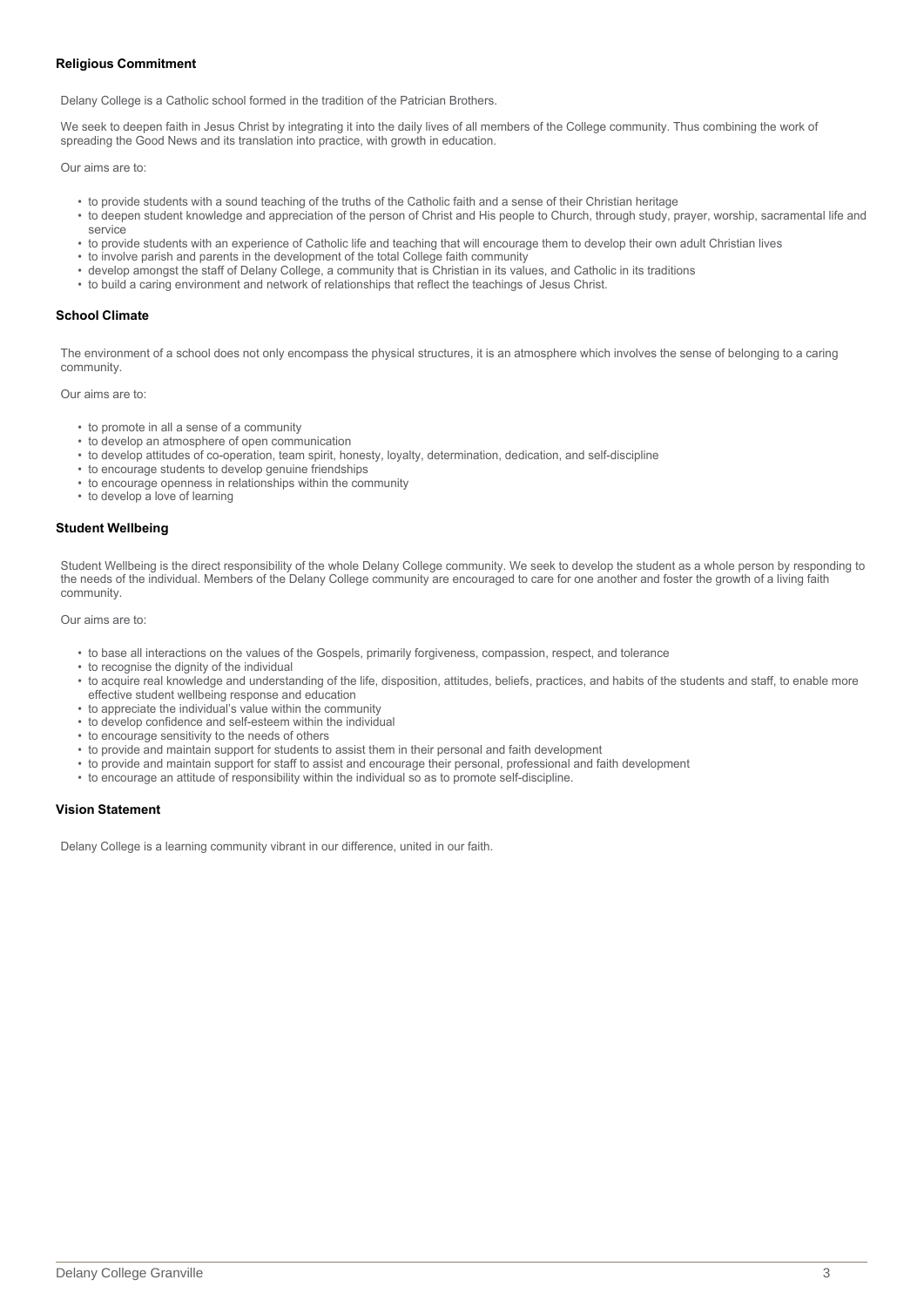### Religious Commitment

Delany College is a Catholic school formed in the tradition of the Patrician Brothers.

We seek to deepen faith in Jesus Christ by integrating it into the daily lives of all members of the College community. Thus combining the work of spreading the Good News and its translation into practice, with growth in education.

Our aims are to:

- to provide students with a sound teaching of the truths of the Catholic faith and a sense of their Christian heritage
- to deepen student knowledge and appreciation of the person of Christ and His people to Church, through study, prayer, worship, sacramental life and service
- to provide students with an experience of Catholic life and teaching that will encourage them to develop their own adult Christian lives
- to involve parish and parents in the development of the total College faith community
- develop amongst the staff of Delany College, a community that is Christian in its values, and Catholic in its traditions
- to build a caring environment and network of relationships that reflect the teachings of Jesus Christ.

### School Climate

The environment of a school does not only encompass the physical structures, it is an atmosphere which involves the sense of belonging to a caring community.

Our aims are to:

- to promote in all a sense of a community
- to develop an atmosphere of open communication
- to develop attitudes of co-operation, team spirit, honesty, loyalty, determination, dedication, and self-discipline
- to encourage students to develop genuine friendships
- to encourage openness in relationships within the community
- to develop a love of learning

### Student Wellbeing

Student Wellbeing is the direct responsibility of the whole Delany College community. We seek to develop the student as a whole person by responding to the needs of the individual. Members of the Delany College community are encouraged to care for one another and foster the growth of a living faith community.

Our aims are to:

- to base all interactions on the values of the Gospels, primarily forgiveness, compassion, respect, and tolerance
- to recognise the dignity of the individual
- to acquire real knowledge and understanding of the life, disposition, attitudes, beliefs, practices, and habits of the students and staff, to enable more effective student wellbeing response and education
- to appreciate the individual's value within the community
- to develop confidence and self-esteem within the individual
- to encourage sensitivity to the needs of others
- to provide and maintain support for students to assist them in their personal and faith development
- to provide and maintain support for staff to assist and encourage their personal, professional and faith development
- to encourage an attitude of responsibility within the individual so as to promote self-discipline.

### Vision Statement

Delany College is a learning community vibrant in our difference, united in our faith.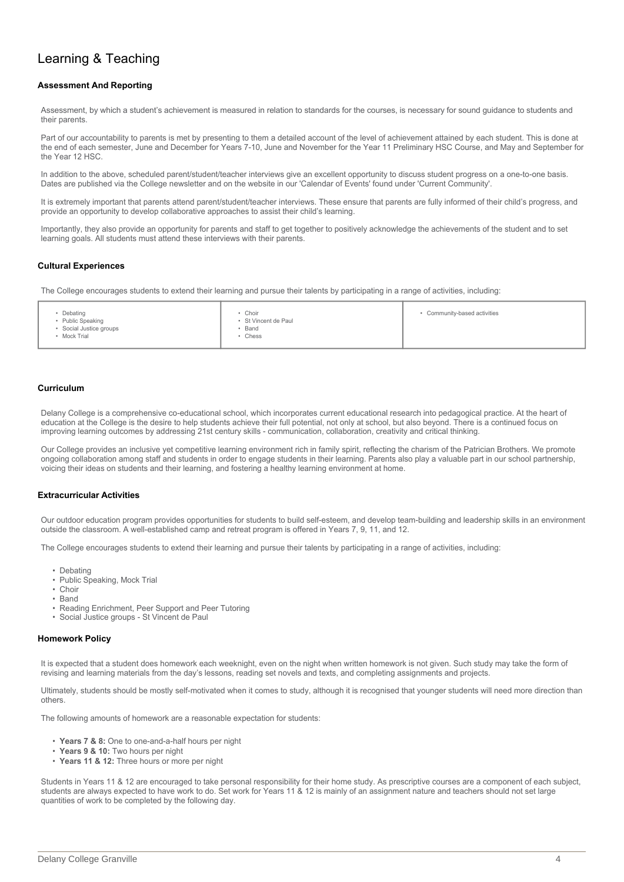# Learning & Teaching

### Assessment And Reporting

Assessment, by which a student's achievement is measured in relation to standards for the courses, is necessary for sound guidance to students and their parents.

Part of our accountability to parents is met by presenting to them a detailed account of the level of achievement attained by each student. This is done at the end of each semester, June and December for Years 7-10, June and November for the Year 11 Preliminary HSC Course, and May and September for the Year 12 HSC.

In addition to the above, scheduled parent/student/teacher interviews give an excellent opportunity to discuss student progress on a one-to-one basis. Dates are published via the College newsletter and on the website in our 'Calendar of Events' found under 'Current Community'.

It is extremely important that parents attend parent/student/teacher interviews. These ensure that parents are fully informed of their child's progress, and provide an opportunity to develop collaborative approaches to assist their child's learning.

Importantly, they also provide an opportunity for parents and staff to get together to positively acknowledge the achievements of the student and to set learning goals. All students must attend these interviews with their parents.

### Cultural Experiences

The College encourages students to extend their learning and pursue their talents by participating in a range of activities, including:

| | | |
|---|---|---|
| • Debating<br>• Public Speaking<br>• Social Justice groups<br>• Mock Trial | • Choir<br>• St Vincent de Paul<br>• Band<br>• Chess | • Community-based activities |

### Curriculum

Delany College is a comprehensive co-educational school, which incorporates current educational research into pedagogical practice. At the heart of education at the College is the desire to help students achieve their full potential, not only at school, but also beyond. There is a continued focus on improving learning outcomes by addressing 21st century skills - communication, collaboration, creativity and critical thinking.

Our College provides an inclusive yet competitive learning environment rich in family spirit, reflecting the charism of the Patrician Brothers. We promote ongoing collaboration among staff and students in order to engage students in their learning. Parents also play a valuable part in our school partnership, voicing their ideas on students and their learning, and fostering a healthy learning environment at home.

### Extracurricular Activities

Our outdoor education program provides opportunities for students to build self-esteem, and develop team-building and leadership skills in an environment outside the classroom. A well-established camp and retreat program is offered in Years 7, 9, 11, and 12.

The College encourages students to extend their learning and pursue their talents by participating in a range of activities, including:

- Debating
- Public Speaking, Mock Trial
- Choir
- Band
- Reading Enrichment, Peer Support and Peer Tutoring
- Social Justice groups - St Vincent de Paul

### Homework Policy

It is expected that a student does homework each weeknight, even on the night when written homework is not given. Such study may take the form of revising and learning materials from the day's lessons, reading set novels and texts, and completing assignments and projects.

Ultimately, students should be mostly self-motivated when it comes to study, although it is recognised that younger students will need more direction than others.

The following amounts of homework are a reasonable expectation for students:

- **Years 7 & 8:** One to one-and-a-half hours per night
- **Years 9 & 10:** Two hours per night
- **Years 11 & 12:** Three hours or more per night

Students in Years 11 & 12 are encouraged to take personal responsibility for their home study. As prescriptive courses are a component of each subject, students are always expected to have work to do. Set work for Years 11 & 12 is mainly of an assignment nature and teachers should not set large quantities of work to be completed by the following day.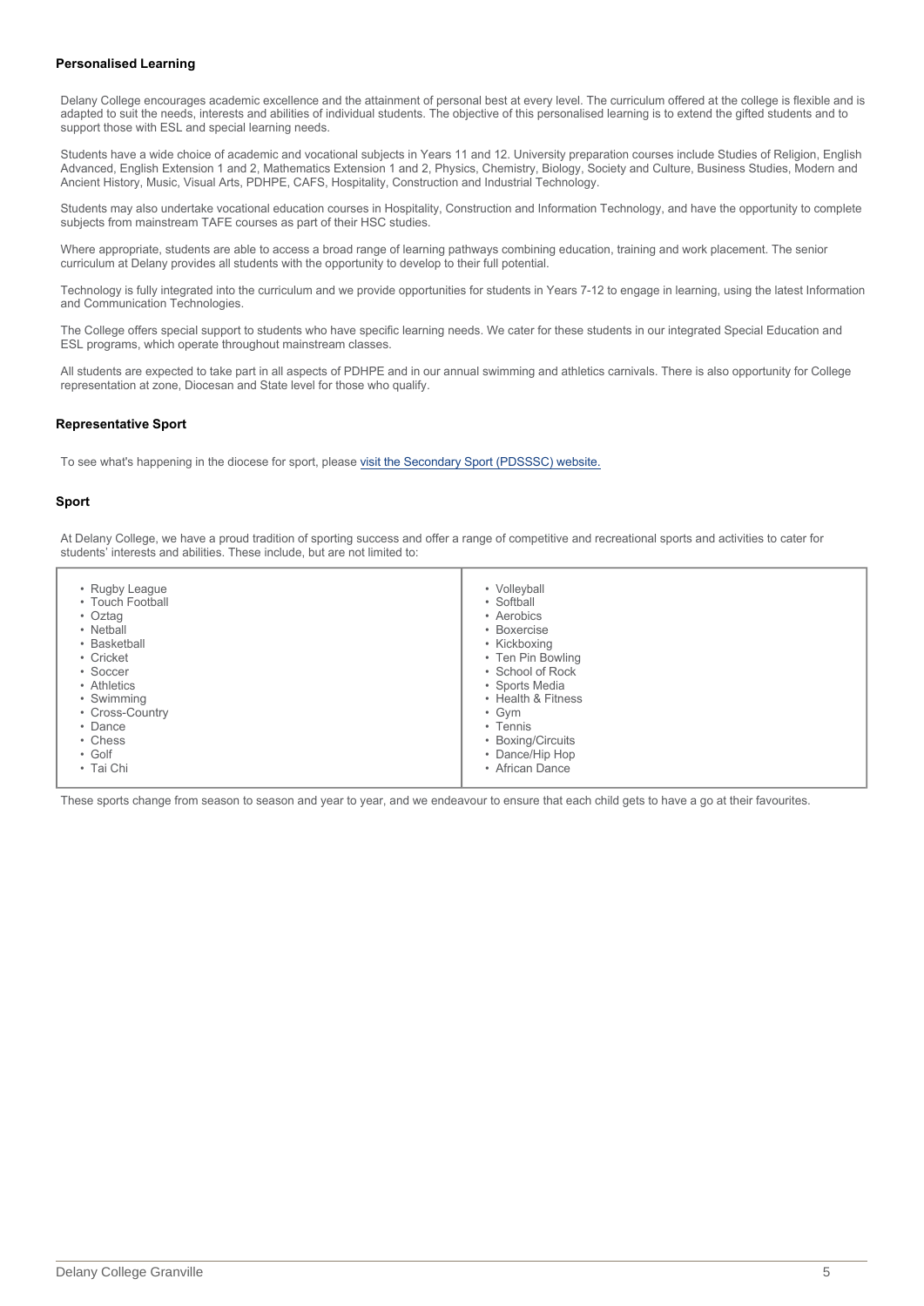### Personalised Learning

Delany College encourages academic excellence and the attainment of personal best at every level. The curriculum offered at the college is flexible and is adapted to suit the needs, interests and abilities of individual students. The objective of this personalised learning is to extend the gifted students and to support those with ESL and special learning needs.

Students have a wide choice of academic and vocational subjects in Years 11 and 12. University preparation courses include Studies of Religion, English Advanced, English Extension 1 and 2, Mathematics Extension 1 and 2, Physics, Chemistry, Biology, Society and Culture, Business Studies, Modern and Ancient History, Music, Visual Arts, PDHPE, CAFS, Hospitality, Construction and Industrial Technology.

Students may also undertake vocational education courses in Hospitality, Construction and Information Technology, and have the opportunity to complete subjects from mainstream TAFE courses as part of their HSC studies.

Where appropriate, students are able to access a broad range of learning pathways combining education, training and work placement. The senior curriculum at Delany provides all students with the opportunity to develop to their full potential.

Technology is fully integrated into the curriculum and we provide opportunities for students in Years 7-12 to engage in learning, using the latest Information and Communication Technologies.

The College offers special support to students who have specific learning needs. We cater for these students in our integrated Special Education and ESL programs, which operate throughout mainstream classes.

All students are expected to take part in all aspects of PDHPE and in our annual swimming and athletics carnivals. There is also opportunity for College representation at zone, Diocesan and State level for those who qualify.

### Representative Sport

To see what's happening in the diocese for sport, please visit the Secondary Sport (PDSSSC) website.

### Sport

At Delany College, we have a proud tradition of sporting success and offer a range of competitive and recreational sports and activities to cater for students' interests and abilities. These include, but are not limited to:

- Rugby League
- Touch Football
- Oztag
- Netball
- Basketball
- Cricket
- Soccer
- Athletics
- Swimming
- Cross-Country
- Dance
- Chess
- Golf
- Tai Chi
- Volleyball
- Softball
- Aerobics
- Boxercise
- Kickboxing
- Ten Pin Bowling
- School of Rock
- Sports Media
- Health & Fitness
- Gym
- Tennis
- Boxing/Circuits
- Dance/Hip Hop
- African Dance

These sports change from season to season and year to year, and we endeavour to ensure that each child gets to have a go at their favourites.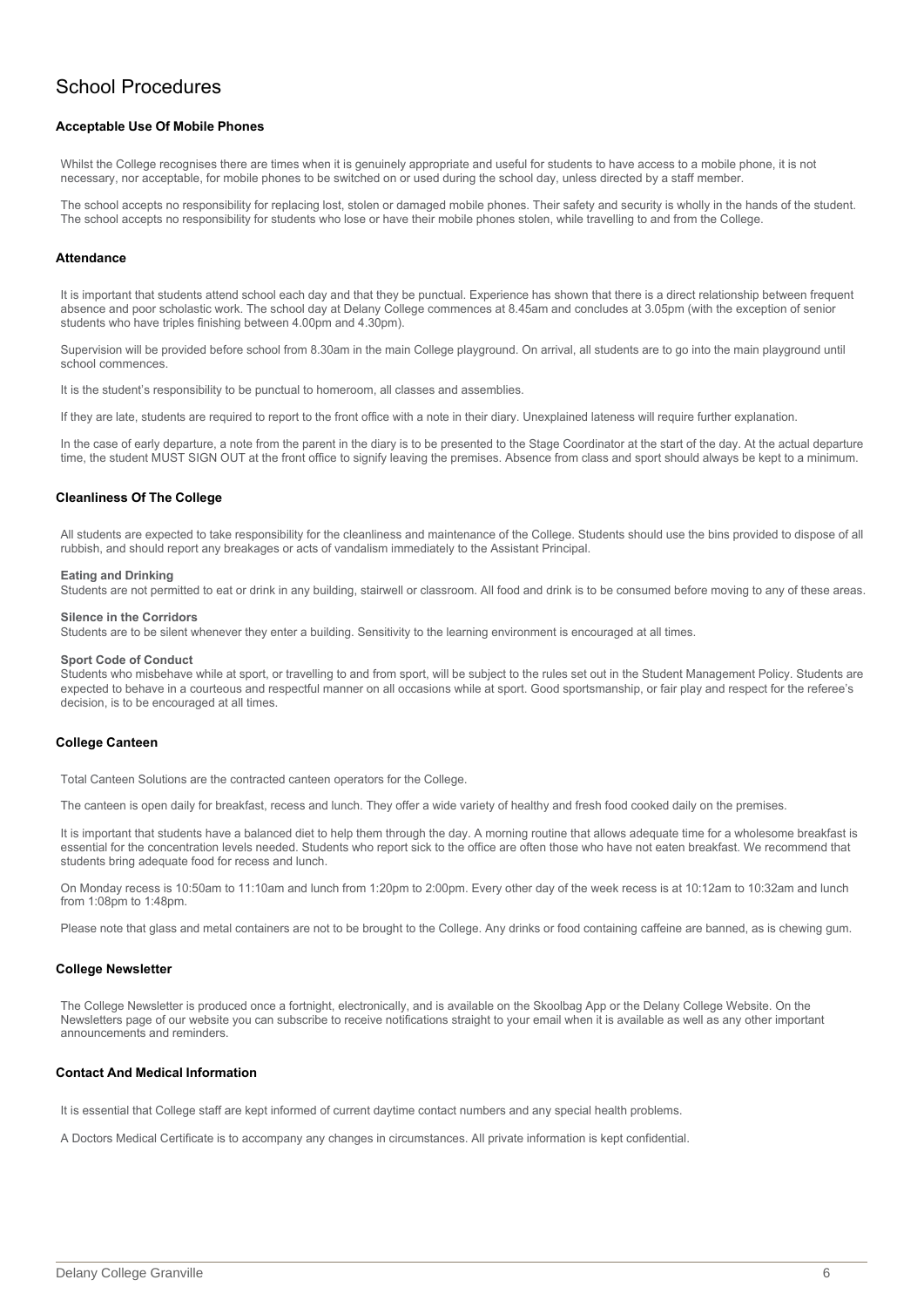# School Procedures

### Acceptable Use Of Mobile Phones

Whilst the College recognises there are times when it is genuinely appropriate and useful for students to have access to a mobile phone, it is not necessary, nor acceptable, for mobile phones to be switched on or used during the school day, unless directed by a staff member.

The school accepts no responsibility for replacing lost, stolen or damaged mobile phones. Their safety and security is wholly in the hands of the student. The school accepts no responsibility for students who lose or have their mobile phones stolen, while travelling to and from the College.

### Attendance

It is important that students attend school each day and that they be punctual. Experience has shown that there is a direct relationship between frequent absence and poor scholastic work. The school day at Delany College commences at 8.45am and concludes at 3.05pm (with the exception of senior students who have triples finishing between 4.00pm and 4.30pm).

Supervision will be provided before school from 8.30am in the main College playground. On arrival, all students are to go into the main playground until school commences.

It is the student's responsibility to be punctual to homeroom, all classes and assemblies.

If they are late, students are required to report to the front office with a note in their diary. Unexplained lateness will require further explanation.

In the case of early departure, a note from the parent in the diary is to be presented to the Stage Coordinator at the start of the day. At the actual departure time, the student MUST SIGN OUT at the front office to signify leaving the premises. Absence from class and sport should always be kept to a minimum.

### Cleanliness Of The College

All students are expected to take responsibility for the cleanliness and maintenance of the College. Students should use the bins provided to dispose of all rubbish, and should report any breakages or acts of vandalism immediately to the Assistant Principal.

**Eating and Drinking**
Students are not permitted to eat or drink in any building, stairwell or classroom. All food and drink is to be consumed before moving to any of these areas.

**Silence in the Corridors**
Students are to be silent whenever they enter a building. Sensitivity to the learning environment is encouraged at all times.

**Sport Code of Conduct**
Students who misbehave while at sport, or travelling to and from sport, will be subject to the rules set out in the Student Management Policy. Students are expected to behave in a courteous and respectful manner on all occasions while at sport. Good sportsmanship, or fair play and respect for the referee's decision, is to be encouraged at all times.

### College Canteen

Total Canteen Solutions are the contracted canteen operators for the College.

The canteen is open daily for breakfast, recess and lunch. They offer a wide variety of healthy and fresh food cooked daily on the premises.

It is important that students have a balanced diet to help them through the day. A morning routine that allows adequate time for a wholesome breakfast is essential for the concentration levels needed. Students who report sick to the office are often those who have not eaten breakfast. We recommend that students bring adequate food for recess and lunch.

On Monday recess is 10:50am to 11:10am and lunch from 1:20pm to 2:00pm. Every other day of the week recess is at 10:12am to 10:32am and lunch from 1:08pm to 1:48pm.

Please note that glass and metal containers are not to be brought to the College. Any drinks or food containing caffeine are banned, as is chewing gum.

### College Newsletter

The College Newsletter is produced once a fortnight, electronically, and is available on the Skoolbag App or the Delany College Website. On the Newsletters page of our website you can subscribe to receive notifications straight to your email when it is available as well as any other important announcements and reminders.

### Contact And Medical Information

It is essential that College staff are kept informed of current daytime contact numbers and any special health problems.

A Doctors Medical Certificate is to accompany any changes in circumstances. All private information is kept confidential.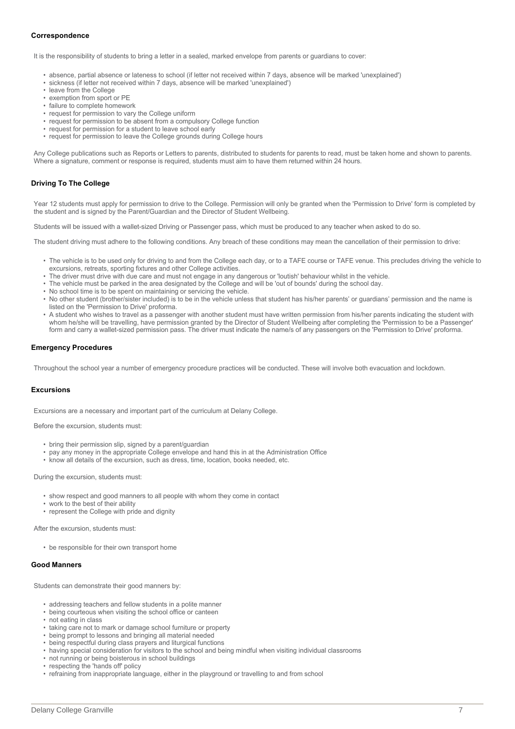### Correspondence

It is the responsibility of students to bring a letter in a sealed, marked envelope from parents or guardians to cover:

- absence, partial absence or lateness to school (if letter not received within 7 days, absence will be marked 'unexplained')
- sickness (if letter not received within 7 days, absence will be marked 'unexplained')
- leave from the College
- exemption from sport or PE
- failure to complete homework
- request for permission to vary the College uniform
- request for permission to be absent from a compulsory College function
- request for permission for a student to leave school early
- request for permission to leave the College grounds during College hours

Any College publications such as Reports or Letters to parents, distributed to students for parents to read, must be taken home and shown to parents. Where a signature, comment or response is required, students must aim to have them returned within 24 hours.

### Driving To The College

Year 12 students must apply for permission to drive to the College. Permission will only be granted when the 'Permission to Drive' form is completed by the student and is signed by the Parent/Guardian and the Director of Student Wellbeing.

Students will be issued with a wallet-sized Driving or Passenger pass, which must be produced to any teacher when asked to do so.

The student driving must adhere to the following conditions. Any breach of these conditions may mean the cancellation of their permission to drive:

- The vehicle is to be used only for driving to and from the College each day, or to a TAFE course or TAFE venue. This precludes driving the vehicle to excursions, retreats, sporting fixtures and other College activities.
- The driver must drive with due care and must not engage in any dangerous or 'loutish' behaviour whilst in the vehicle.
- The vehicle must be parked in the area designated by the College and will be 'out of bounds' during the school day.
- No school time is to be spent on maintaining or servicing the vehicle.
- No other student (brother/sister included) is to be in the vehicle unless that student has his/her parents' or guardians' permission and the name is listed on the 'Permission to Drive' proforma.
- A student who wishes to travel as a passenger with another student must have written permission from his/her parents indicating the student with whom he/she will be travelling, have permission granted by the Director of Student Wellbeing after completing the 'Permission to be a Passenger' form and carry a wallet-sized permission pass. The driver must indicate the name/s of any passengers on the 'Permission to Drive' proforma.

### Emergency Procedures

Throughout the school year a number of emergency procedure practices will be conducted. These will involve both evacuation and lockdown.

### Excursions

Excursions are a necessary and important part of the curriculum at Delany College.

Before the excursion, students must:

- bring their permission slip, signed by a parent/guardian
- pay any money in the appropriate College envelope and hand this in at the Administration Office
- know all details of the excursion, such as dress, time, location, books needed, etc.

During the excursion, students must:

- show respect and good manners to all people with whom they come in contact
- work to the best of their ability
- represent the College with pride and dignity

After the excursion, students must:

- be responsible for their own transport home

### Good Manners

Students can demonstrate their good manners by:

- addressing teachers and fellow students in a polite manner
- being courteous when visiting the school office or canteen
- not eating in class
- taking care not to mark or damage school furniture or property
- being prompt to lessons and bringing all material needed
- being respectful during class prayers and liturgical functions
- having special consideration for visitors to the school and being mindful when visiting individual classrooms
- not running or being boisterous in school buildings
- respecting the 'hands off' policy
- refraining from inappropriate language, either in the playground or travelling to and from school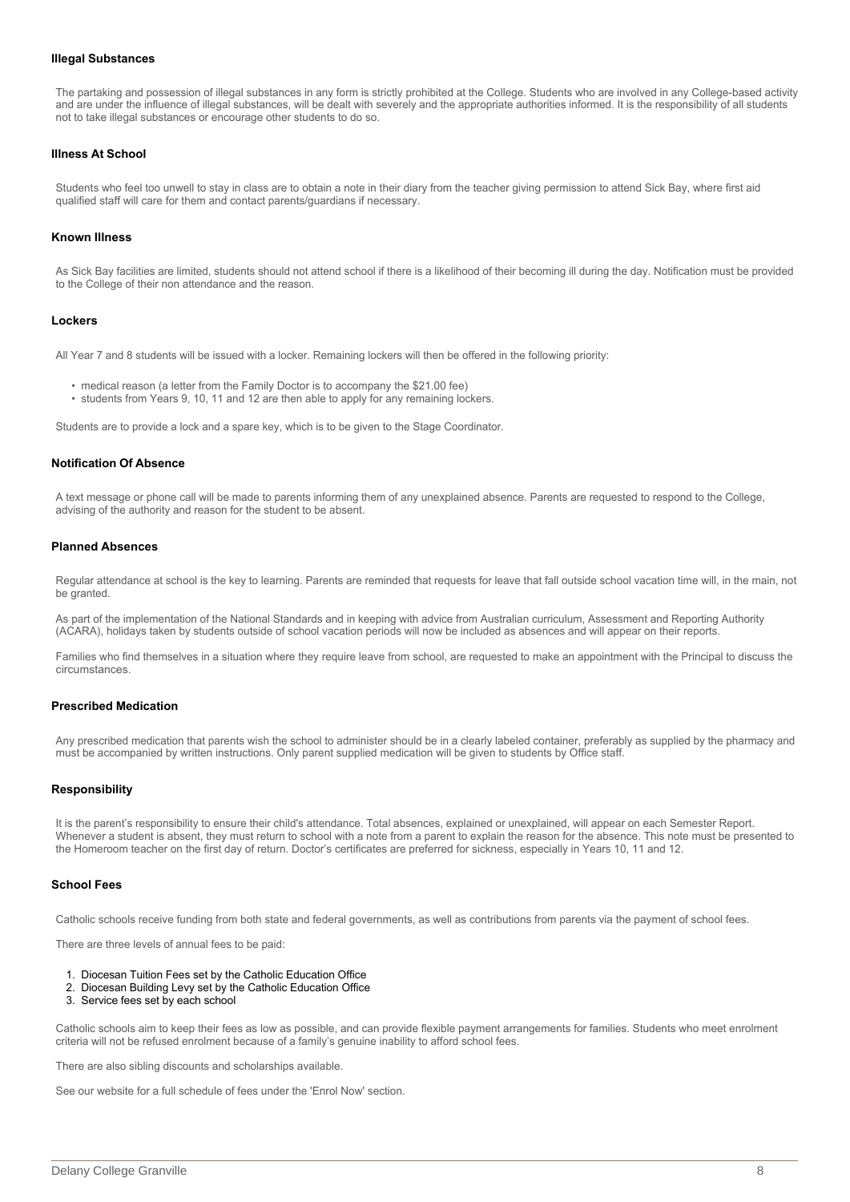### Illegal Substances

The partaking and possession of illegal substances in any form is strictly prohibited at the College. Students who are involved in any College-based activity and are under the influence of illegal substances, will be dealt with severely and the appropriate authorities informed. It is the responsibility of all students not to take illegal substances or encourage other students to do so.

### Illness At School

Students who feel too unwell to stay in class are to obtain a note in their diary from the teacher giving permission to attend Sick Bay, where first aid qualified staff will care for them and contact parents/guardians if necessary.

### Known Illness

As Sick Bay facilities are limited, students should not attend school if there is a likelihood of their becoming ill during the day. Notification must be provided to the College of their non attendance and the reason.

### Lockers

All Year 7 and 8 students will be issued with a locker. Remaining lockers will then be offered in the following priority:

- medical reason (a letter from the Family Doctor is to accompany the $21.00 fee)
- students from Years 9, 10, 11 and 12 are then able to apply for any remaining lockers.

Students are to provide a lock and a spare key, which is to be given to the Stage Coordinator.

### Notification Of Absence

A text message or phone call will be made to parents informing them of any unexplained absence. Parents are requested to respond to the College, advising of the authority and reason for the student to be absent.

### Planned Absences

Regular attendance at school is the key to learning. Parents are reminded that requests for leave that fall outside school vacation time will, in the main, not be granted.

As part of the implementation of the National Standards and in keeping with advice from Australian curriculum, Assessment and Reporting Authority (ACARA), holidays taken by students outside of school vacation periods will now be included as absences and will appear on their reports.

Families who find themselves in a situation where they require leave from school, are requested to make an appointment with the Principal to discuss the circumstances.

### Prescribed Medication

Any prescribed medication that parents wish the school to administer should be in a clearly labeled container, preferably as supplied by the pharmacy and must be accompanied by written instructions. Only parent supplied medication will be given to students by Office staff.

### Responsibility

It is the parent's responsibility to ensure their child's attendance. Total absences, explained or unexplained, will appear on each Semester Report. Whenever a student is absent, they must return to school with a note from a parent to explain the reason for the absence. This note must be presented to the Homeroom teacher on the first day of return. Doctor's certificates are preferred for sickness, especially in Years 10, 11 and 12.

### School Fees

Catholic schools receive funding from both state and federal governments, as well as contributions from parents via the payment of school fees.

There are three levels of annual fees to be paid:

1. Diocesan Tuition Fees set by the Catholic Education Office
2. Diocesan Building Levy set by the Catholic Education Office
3. Service fees set by each school

Catholic schools aim to keep their fees as low as possible, and can provide flexible payment arrangements for families. Students who meet enrolment criteria will not be refused enrolment because of a family's genuine inability to afford school fees.

There are also sibling discounts and scholarships available.

See our website for a full schedule of fees under the 'Enrol Now' section.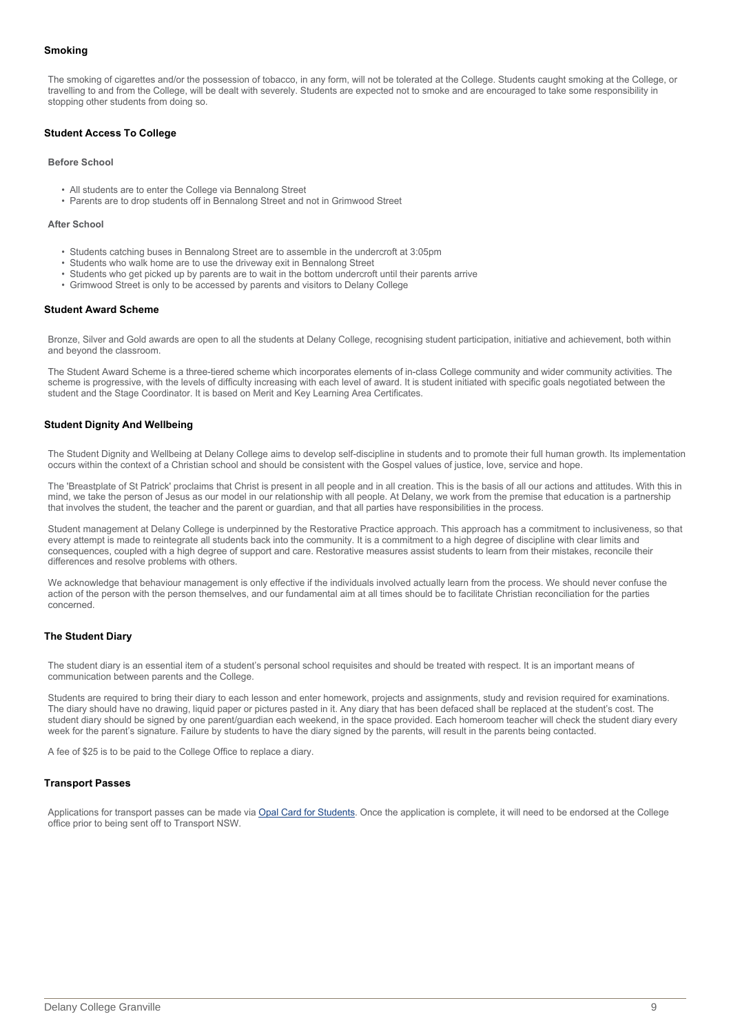## Smoking

The smoking of cigarettes and/or the possession of tobacco, in any form, will not be tolerated at the College. Students caught smoking at the College, or travelling to and from the College, will be dealt with severely. Students are expected not to smoke and are encouraged to take some responsibility in stopping other students from doing so.

## Student Access To College

### Before School

- All students are to enter the College via Bennalong Street
- Parents are to drop students off in Bennalong Street and not in Grimwood Street

### After School

- Students catching buses in Bennalong Street are to assemble in the undercroft at 3:05pm
- Students who walk home are to use the driveway exit in Bennalong Street
- Students who get picked up by parents are to wait in the bottom undercroft until their parents arrive
- Grimwood Street is only to be accessed by parents and visitors to Delany College

## Student Award Scheme

Bronze, Silver and Gold awards are open to all the students at Delany College, recognising student participation, initiative and achievement, both within and beyond the classroom.

The Student Award Scheme is a three-tiered scheme which incorporates elements of in-class College community and wider community activities. The scheme is progressive, with the levels of difficulty increasing with each level of award. It is student initiated with specific goals negotiated between the student and the Stage Coordinator. It is based on Merit and Key Learning Area Certificates.

## Student Dignity And Wellbeing

The Student Dignity and Wellbeing at Delany College aims to develop self-discipline in students and to promote their full human growth. Its implementation occurs within the context of a Christian school and should be consistent with the Gospel values of justice, love, service and hope.

The 'Breastplate of St Patrick' proclaims that Christ is present in all people and in all creation. This is the basis of all our actions and attitudes. With this in mind, we take the person of Jesus as our model in our relationship with all people. At Delany, we work from the premise that education is a partnership that involves the student, the teacher and the parent or guardian, and that all parties have responsibilities in the process.

Student management at Delany College is underpinned by the Restorative Practice approach. This approach has a commitment to inclusiveness, so that every attempt is made to reintegrate all students back into the community. It is a commitment to a high degree of discipline with clear limits and consequences, coupled with a high degree of support and care. Restorative measures assist students to learn from their mistakes, reconcile their differences and resolve problems with others.

We acknowledge that behaviour management is only effective if the individuals involved actually learn from the process. We should never confuse the action of the person with the person themselves, and our fundamental aim at all times should be to facilitate Christian reconciliation for the parties concerned.

## The Student Diary

The student diary is an essential item of a student's personal school requisites and should be treated with respect. It is an important means of communication between parents and the College.

Students are required to bring their diary to each lesson and enter homework, projects and assignments, study and revision required for examinations. The diary should have no drawing, liquid paper or pictures pasted in it. Any diary that has been defaced shall be replaced at the student's cost. The student diary should be signed by one parent/guardian each weekend, in the space provided. Each homeroom teacher will check the student diary every week for the parent's signature. Failure by students to have the diary signed by the parents, will result in the parents being contacted.

A fee of $25 is to be paid to the College Office to replace a diary.

## Transport Passes

Applications for transport passes can be made via Opal Card for Students. Once the application is complete, it will need to be endorsed at the College office prior to being sent off to Transport NSW.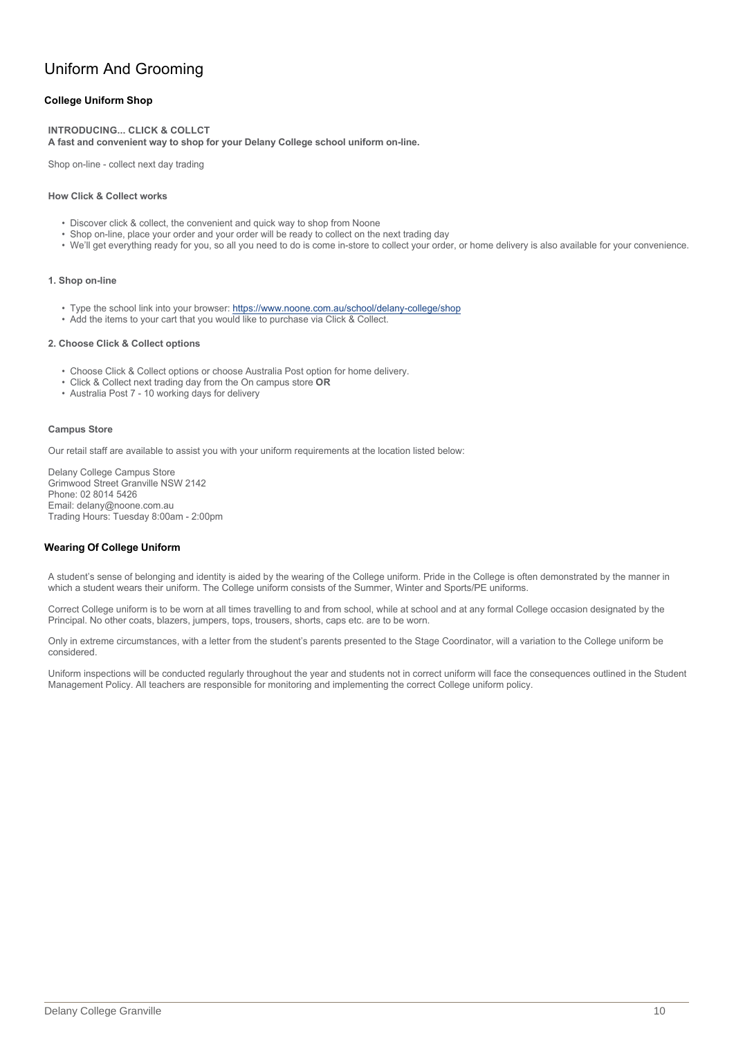# Uniform And Grooming

## College Uniform Shop

**INTRODUCING... CLICK & COLLCT**
**A fast and convenient way to shop for your Delany College school uniform on-line.**

Shop on-line - collect next day trading

**How Click & Collect works**

- Discover click & collect, the convenient and quick way to shop from Noone
- Shop on-line, place your order and your order will be ready to collect on the next trading day
- We'll get everything ready for you, so all you need to do is come in-store to collect your order, or home delivery is also available for your convenience.

**1. Shop on-line**

- Type the school link into your browser: https://www.noone.com.au/school/delany-college/shop
- Add the items to your cart that you would like to purchase via Click & Collect.

**2. Choose Click & Collect options**

- Choose Click & Collect options or choose Australia Post option for home delivery.
- Click & Collect next trading day from the On campus store **OR**
- Australia Post 7 - 10 working days for delivery

**Campus Store**

Our retail staff are available to assist you with your uniform requirements at the location listed below:

Delany College Campus Store
Grimwood Street Granville NSW 2142
Phone: 02 8014 5426
Email: delany@noone.com.au
Trading Hours: Tuesday 8:00am - 2:00pm

## Wearing Of College Uniform

A student's sense of belonging and identity is aided by the wearing of the College uniform. Pride in the College is often demonstrated by the manner in which a student wears their uniform. The College uniform consists of the Summer, Winter and Sports/PE uniforms.

Correct College uniform is to be worn at all times travelling to and from school, while at school and at any formal College occasion designated by the Principal. No other coats, blazers, jumpers, tops, trousers, shorts, caps etc. are to be worn.

Only in extreme circumstances, with a letter from the student's parents presented to the Stage Coordinator, will a variation to the College uniform be considered.

Uniform inspections will be conducted regularly throughout the year and students not in correct uniform will face the consequences outlined in the Student Management Policy. All teachers are responsible for monitoring and implementing the correct College uniform policy.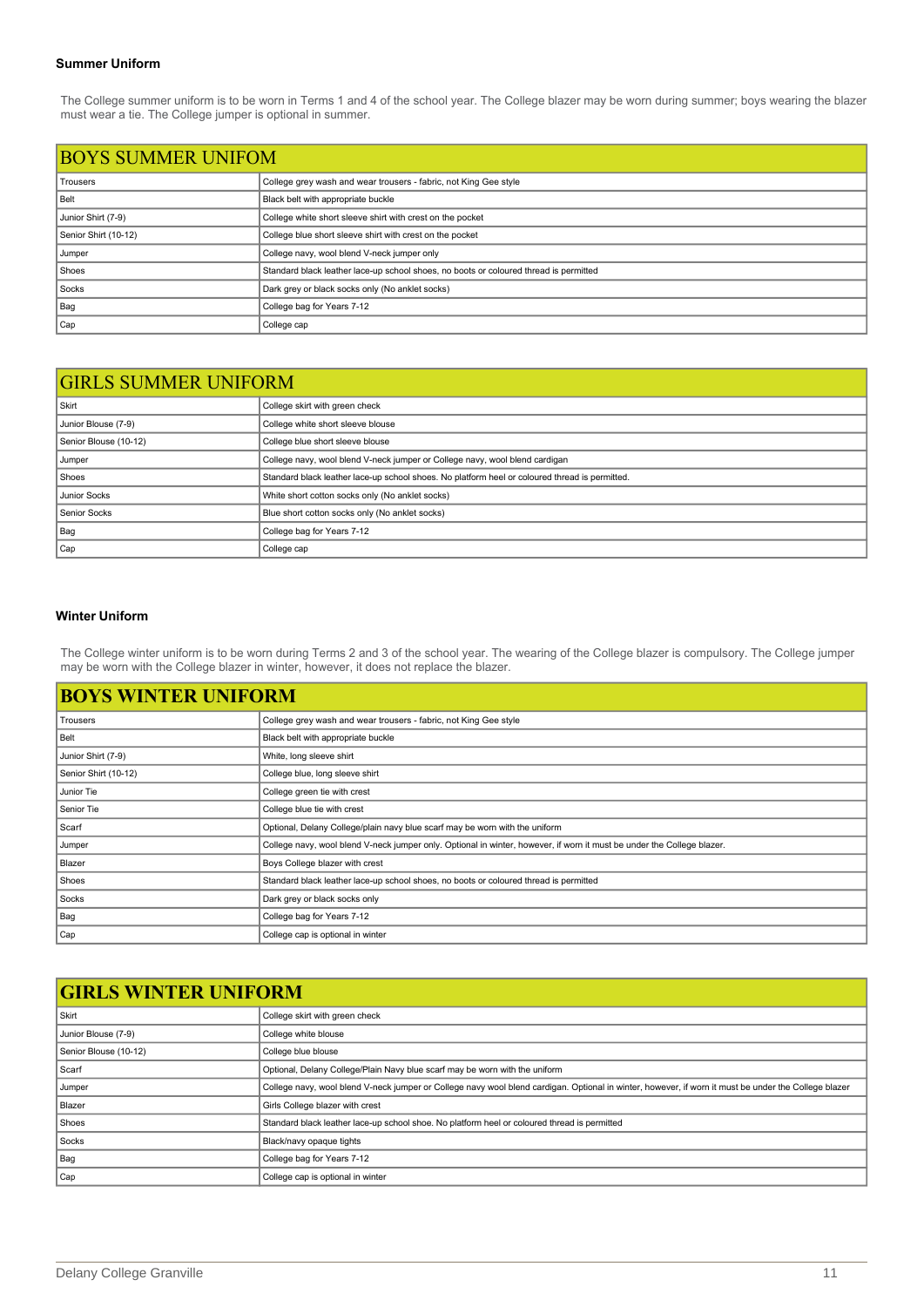### Summer Uniform

The College summer uniform is to be worn in Terms 1 and 4 of the school year. The College blazer may be worn during summer; boys wearing the blazer must wear a tie. The College jumper is optional in summer.

| BOYS SUMMER UNIFOM | |
|---|---|
| Trousers | College grey wash and wear trousers - fabric, not King Gee style |
| Belt | Black belt with appropriate buckle |
| Junior Shirt (7-9) | College white short sleeve shirt with crest on the pocket |
| Senior Shirt (10-12) | College blue short sleeve shirt with crest on the pocket |
| Jumper | College navy, wool blend V-neck jumper only |
| Shoes | Standard black leather lace-up school shoes, no boots or coloured thread is permitted |
| Socks | Dark grey or black socks only (No anklet socks) |
| Bag | College bag for Years 7-12 |
| Cap | College cap |

| GIRLS SUMMER UNIFORM | |
|---|---|
| Skirt | College skirt with green check |
| Junior Blouse (7-9) | College white short sleeve blouse |
| Senior Blouse (10-12) | College blue short sleeve blouse |
| Jumper | College navy, wool blend V-neck jumper or College navy, wool blend cardigan |
| Shoes | Standard black leather lace-up school shoes. No platform heel or coloured thread is permitted. |
| Junior Socks | White short cotton socks only (No anklet socks) |
| Senior Socks | Blue short cotton socks only (No anklet socks) |
| Bag | College bag for Years 7-12 |
| Cap | College cap |

### Winter Uniform

The College winter uniform is to be worn during Terms 2 and 3 of the school year. The wearing of the College blazer is compulsory. The College jumper may be worn with the College blazer in winter, however, it does not replace the blazer.

| BOYS WINTER UNIFORM | |
|---|---|
| Trousers | College grey wash and wear trousers - fabric, not King Gee style |
| Belt | Black belt with appropriate buckle |
| Junior Shirt (7-9) | White, long sleeve shirt |
| Senior Shirt (10-12) | College blue, long sleeve shirt |
| Junior Tie | College green tie with crest |
| Senior Tie | College blue tie with crest |
| Scarf | Optional, Delany College/plain navy blue scarf may be worn with the uniform |
| Jumper | College navy, wool blend V-neck jumper only. Optional in winter, however, if worn it must be under the College blazer. |
| Blazer | Boys College blazer with crest |
| Shoes | Standard black leather lace-up school shoes, no boots or coloured thread is permitted |
| Socks | Dark grey or black socks only |
| Bag | College bag for Years 7-12 |
| Cap | College cap is optional in winter |

| GIRLS WINTER UNIFORM | |
|---|---|
| Skirt | College skirt with green check |
| Junior Blouse (7-9) | College white blouse |
| Senior Blouse (10-12) | College blue blouse |
| Scarf | Optional, Delany College/Plain Navy blue scarf may be worn with the uniform |
| Jumper | College navy, wool blend V-neck jumper or College navy wool blend cardigan. Optional in winter, however, if worn it must be under the College blazer |
| Blazer | Girls College blazer with crest |
| Shoes | Standard black leather lace-up school shoe. No platform heel or coloured thread is permitted |
| Socks | Black/navy opaque tights |
| Bag | College bag for Years 7-12 |
| Cap | College cap is optional in winter |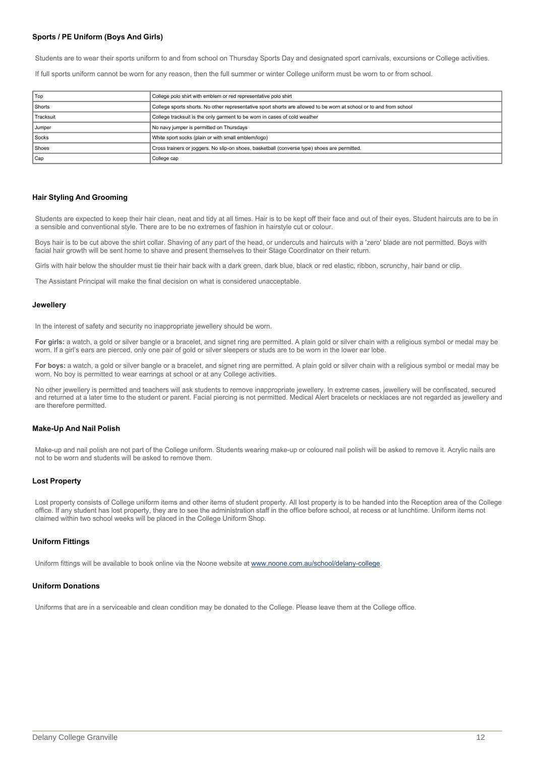### Sports / PE Uniform (Boys And Girls)

Students are to wear their sports uniform to and from school on Thursday Sports Day and designated sport carnivals, excursions or College activities.

If full sports uniform cannot be worn for any reason, then the full summer or winter College uniform must be worn to or from school.

| | |
|---|---|
| Top | College polo shirt with emblem or red representative polo shirt |
| Shorts | College sports shorts. No other representative sport shorts are allowed to be worn at school or to and from school |
| Tracksuit | College tracksuit is the only garment to be worn in cases of cold weather |
| Jumper | No navy jumper is permitted on Thursdays |
| Socks | White sport socks (plain or with small emblem/logo) |
| Shoes | Cross trainers or joggers. No slip-on shoes, basketball (converse type) shoes are permitted. |
| Cap | College cap |

### Hair Styling And Grooming

Students are expected to keep their hair clean, neat and tidy at all times. Hair is to be kept off their face and out of their eyes. Student haircuts are to be in a sensible and conventional style. There are to be no extremes of fashion in hairstyle cut or colour.

Boys hair is to be cut above the shirt collar. Shaving of any part of the head, or undercuts and haircuts with a 'zero' blade are not permitted. Boys with facial hair growth will be sent home to shave and present themselves to their Stage Coordinator on their return.

Girls with hair below the shoulder must tie their hair back with a dark green, dark blue, black or red elastic, ribbon, scrunchy, hair band or clip.

The Assistant Principal will make the final decision on what is considered unacceptable.

### Jewellery

In the interest of safety and security no inappropriate jewellery should be worn.

**For girls:** a watch, a gold or silver bangle or a bracelet, and signet ring are permitted. A plain gold or silver chain with a religious symbol or medal may be worn. If a girl's ears are pierced, only one pair of gold or silver sleepers or studs are to be worn in the lower ear lobe.

**For boys:** a watch, a gold or silver bangle or a bracelet, and signet ring are permitted. A plain gold or silver chain with a religious symbol or medal may be worn. No boy is permitted to wear earrings at school or at any College activities.

No other jewellery is permitted and teachers will ask students to remove inappropriate jewellery. In extreme cases, jewellery will be confiscated, secured and returned at a later time to the student or parent. Facial piercing is not permitted. Medical Alert bracelets or necklaces are not regarded as jewellery and are therefore permitted.

### Make-Up And Nail Polish

Make-up and nail polish are not part of the College uniform. Students wearing make-up or coloured nail polish will be asked to remove it. Acrylic nails are not to be worn and students will be asked to remove them.

### Lost Property

Lost property consists of College uniform items and other items of student property. All lost property is to be handed into the Reception area of the College office. If any student has lost property, they are to see the administration staff in the office before school, at recess or at lunchtime. Uniform items not claimed within two school weeks will be placed in the College Uniform Shop.

### Uniform Fittings

Uniform fittings will be available to book online via the Noone website at [www.noone.com.au/school/delany-college](www.noone.com.au/school/delany-college).

### Uniform Donations

Uniforms that are in a serviceable and clean condition may be donated to the College. Please leave them at the College office.